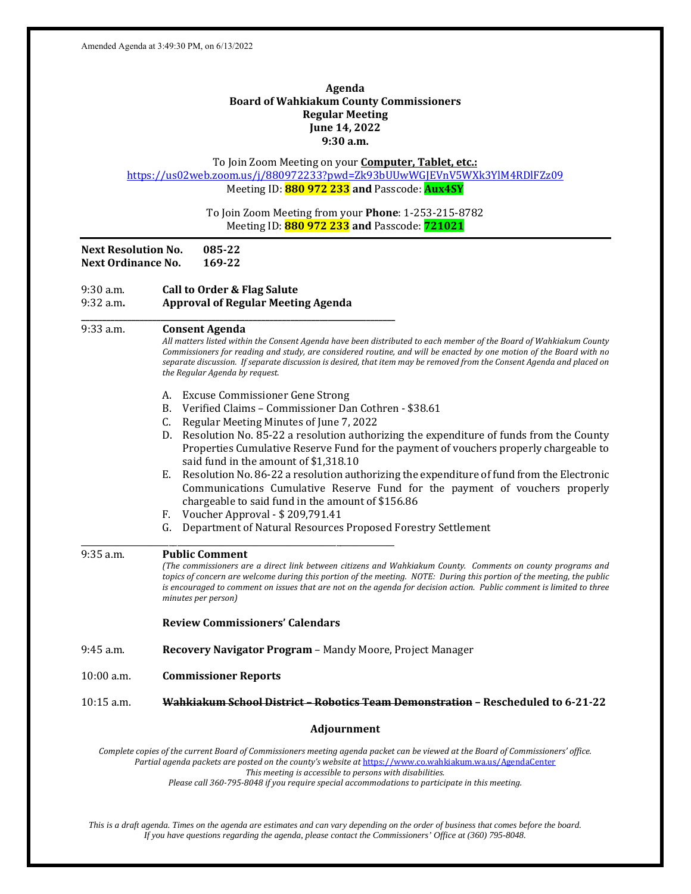Amended Agenda at 3:49:30 PM, on 6/13/2022

**Agenda**
**Board of Wahkiakum County Commissioners**
**Regular Meeting**
**June 14, 2022**
**9:30 a.m.**

To Join Zoom Meeting on your **Computer, Tablet, etc.:**
https://us02web.zoom.us/j/880972233?pwd=Zk93bUUwWGJEVnV5WXk3YlM4RDlFZz09
Meeting ID: **880 972 233** **and** Passcode: **Aux4SY**

To Join Zoom Meeting from your **Phone**: 1-253-215-8782
Meeting ID: **880 972 233** **and** Passcode: **721021**

---

**Next Resolution No.** **085-22**
**Next Ordinance No.** **169-22**

9:30 a.m. **Call to Order & Flag Salute**
9:32 a.m**.** **Approval of Regular Meeting Agenda**

---

9:33 a.m. **Consent Agenda**

*All matters listed within the Consent Agenda have been distributed to each member of the Board of Wahkiakum County Commissioners for reading and study, are considered routine, and will be enacted by one motion of the Board with no separate discussion. If separate discussion is desired, that item may be removed from the Consent Agenda and placed on the Regular Agenda by request.*

A. Excuse Commissioner Gene Strong
B. Verified Claims – Commissioner Dan Cothren - $38.61
C. Regular Meeting Minutes of June 7, 2022
D. Resolution No. 85-22 a resolution authorizing the expenditure of funds from the County Properties Cumulative Reserve Fund for the payment of vouchers properly chargeable to said fund in the amount of $1,318.10
E. Resolution No. 86-22 a resolution authorizing the expenditure of fund from the Electronic Communications Cumulative Reserve Fund for the payment of vouchers properly chargeable to said fund in the amount of $156.86
F. Voucher Approval - $ 209,791.41
G. Department of Natural Resources Proposed Forestry Settlement

---

9:35 a.m. **Public Comment**

*(The commissioners are a direct link between citizens and Wahkiakum County. Comments on county programs and topics of concern are welcome during this portion of the meeting. NOTE: During this portion of the meeting, the public is encouraged to comment on issues that are not on the agenda for decision action. Public comment is limited to three minutes per person)*

**Review Commissioners' Calendars**

9:45 a.m. **Recovery Navigator Program** – Mandy Moore, Project Manager

10:00 a.m. **Commissioner Reports**

10:15 a.m. ~~**Wahkiakum School District – Robotics Team Demonstration**~~ **– Rescheduled to 6-21-22**

**Adjournment**

*Complete copies of the current Board of Commissioners meeting agenda packet can be viewed at the Board of Commissioners' office. Partial agenda packets are posted on the county's website at* https://www.co.wahkiakum.wa.us/AgendaCenter
*This meeting is accessible to persons with disabilities.*
*Please call 360-795-8048 if you require special accommodations to participate in this meeting.*

*This is a draft agenda. Times on the agenda are estimates and can vary depending on the order of business that comes before the board. If you have questions regarding the agenda, please contact the Commissioners' Office at (360) 795-8048.*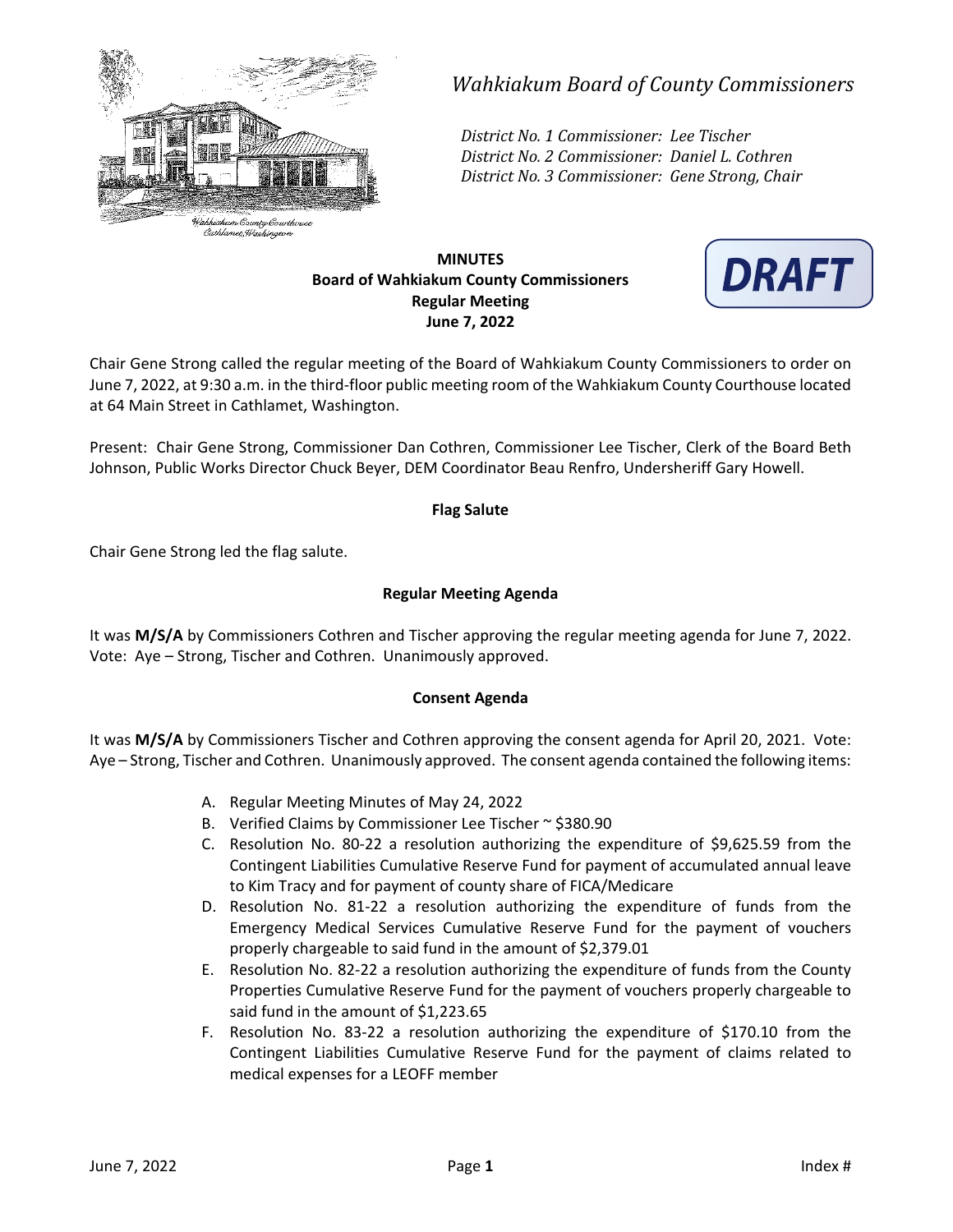*Wahkiakum Board of County Commissioners*

*District No. 1 Commissioner: Lee Tischer*
*District No. 2 Commissioner: Daniel L. Cothren*
*District No. 3 Commissioner: Gene Strong, Chair*

**MINUTES**
**Board of Wahkiakum County Commissioners**
**Regular Meeting**
**June 7, 2022**

**DRAFT**

Chair Gene Strong called the regular meeting of the Board of Wahkiakum County Commissioners to order on June 7, 2022, at 9:30 a.m. in the third-floor public meeting room of the Wahkiakum County Courthouse located at 64 Main Street in Cathlamet, Washington.

Present: Chair Gene Strong, Commissioner Dan Cothren, Commissioner Lee Tischer, Clerk of the Board Beth Johnson, Public Works Director Chuck Beyer, DEM Coordinator Beau Renfro, Undersheriff Gary Howell.

**Flag Salute**

Chair Gene Strong led the flag salute.

**Regular Meeting Agenda**

It was **M/S/A** by Commissioners Cothren and Tischer approving the regular meeting agenda for June 7, 2022. Vote: Aye – Strong, Tischer and Cothren. Unanimously approved.

**Consent Agenda**

It was **M/S/A** by Commissioners Tischer and Cothren approving the consent agenda for April 20, 2021. Vote: Aye – Strong, Tischer and Cothren. Unanimously approved. The consent agenda contained the following items:

A. Regular Meeting Minutes of May 24, 2022
B. Verified Claims by Commissioner Lee Tischer ~ $380.90
C. Resolution No. 80-22 a resolution authorizing the expenditure of $9,625.59 from the Contingent Liabilities Cumulative Reserve Fund for payment of accumulated annual leave to Kim Tracy and for payment of county share of FICA/Medicare
D. Resolution No. 81-22 a resolution authorizing the expenditure of funds from the Emergency Medical Services Cumulative Reserve Fund for the payment of vouchers properly chargeable to said fund in the amount of $2,379.01
E. Resolution No. 82-22 a resolution authorizing the expenditure of funds from the County Properties Cumulative Reserve Fund for the payment of vouchers properly chargeable to said fund in the amount of $1,223.65
F. Resolution No. 83-22 a resolution authorizing the expenditure of $170.10 from the Contingent Liabilities Cumulative Reserve Fund for the payment of claims related to medical expenses for a LEOFF member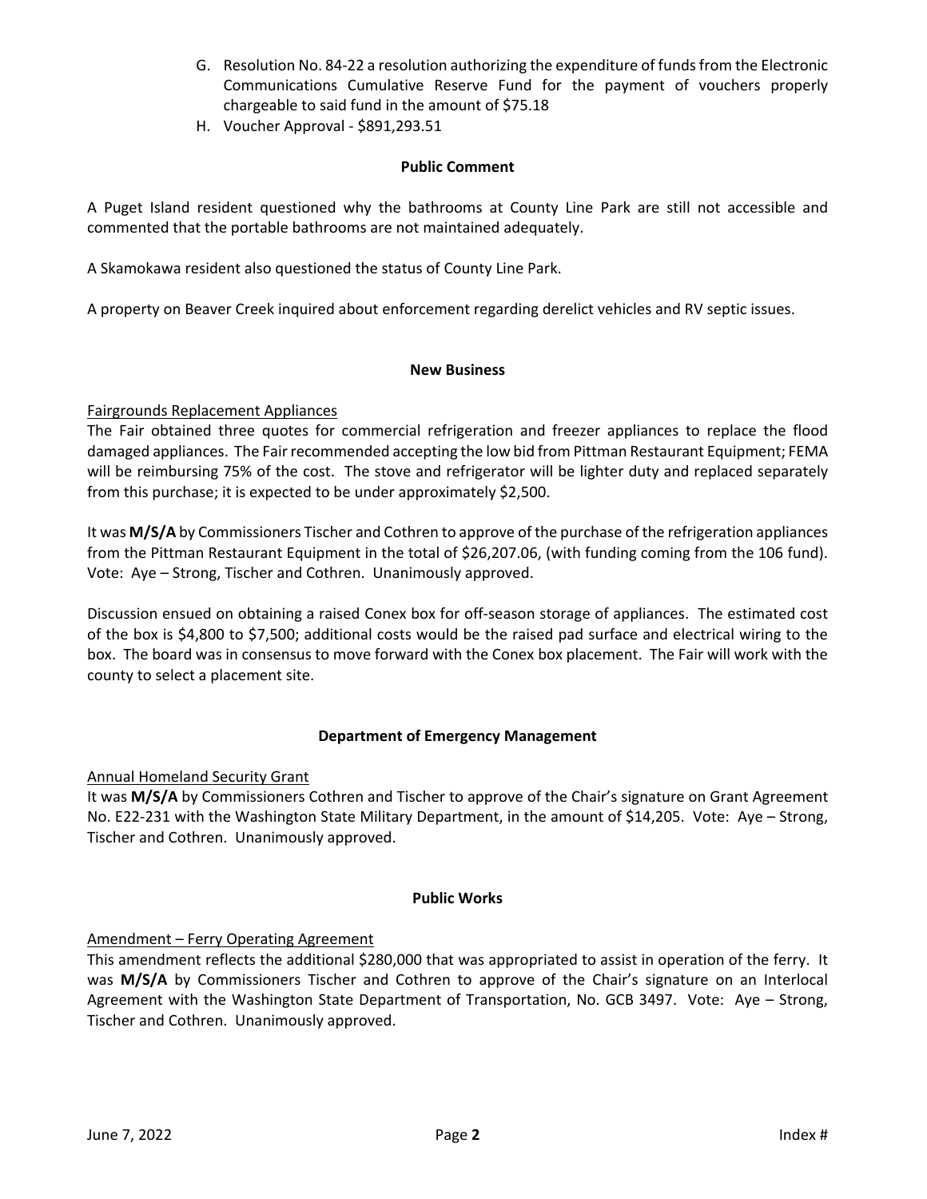G. Resolution No. 84-22 a resolution authorizing the expenditure of funds from the Electronic Communications Cumulative Reserve Fund for the payment of vouchers properly chargeable to said fund in the amount of $75.18
H. Voucher Approval - $891,293.51

**Public Comment**

A Puget Island resident questioned why the bathrooms at County Line Park are still not accessible and commented that the portable bathrooms are not maintained adequately.

A Skamokawa resident also questioned the status of County Line Park.

A property on Beaver Creek inquired about enforcement regarding derelict vehicles and RV septic issues.

**New Business**

Fairgrounds Replacement Appliances
The Fair obtained three quotes for commercial refrigeration and freezer appliances to replace the flood damaged appliances. The Fair recommended accepting the low bid from Pittman Restaurant Equipment; FEMA will be reimbursing 75% of the cost. The stove and refrigerator will be lighter duty and replaced separately from this purchase; it is expected to be under approximately $2,500.

It was **M/S/A** by Commissioners Tischer and Cothren to approve of the purchase of the refrigeration appliances from the Pittman Restaurant Equipment in the total of $26,207.06, (with funding coming from the 106 fund). Vote: Aye – Strong, Tischer and Cothren. Unanimously approved.

Discussion ensued on obtaining a raised Conex box for off-season storage of appliances. The estimated cost of the box is $4,800 to $7,500; additional costs would be the raised pad surface and electrical wiring to the box. The board was in consensus to move forward with the Conex box placement. The Fair will work with the county to select a placement site.

**Department of Emergency Management**

Annual Homeland Security Grant
It was **M/S/A** by Commissioners Cothren and Tischer to approve of the Chair's signature on Grant Agreement No. E22-231 with the Washington State Military Department, in the amount of $14,205. Vote: Aye – Strong, Tischer and Cothren. Unanimously approved.

**Public Works**

Amendment – Ferry Operating Agreement
This amendment reflects the additional $280,000 that was appropriated to assist in operation of the ferry. It was **M/S/A** by Commissioners Tischer and Cothren to approve of the Chair's signature on an Interlocal Agreement with the Washington State Department of Transportation, No. GCB 3497. Vote: Aye – Strong, Tischer and Cothren. Unanimously approved.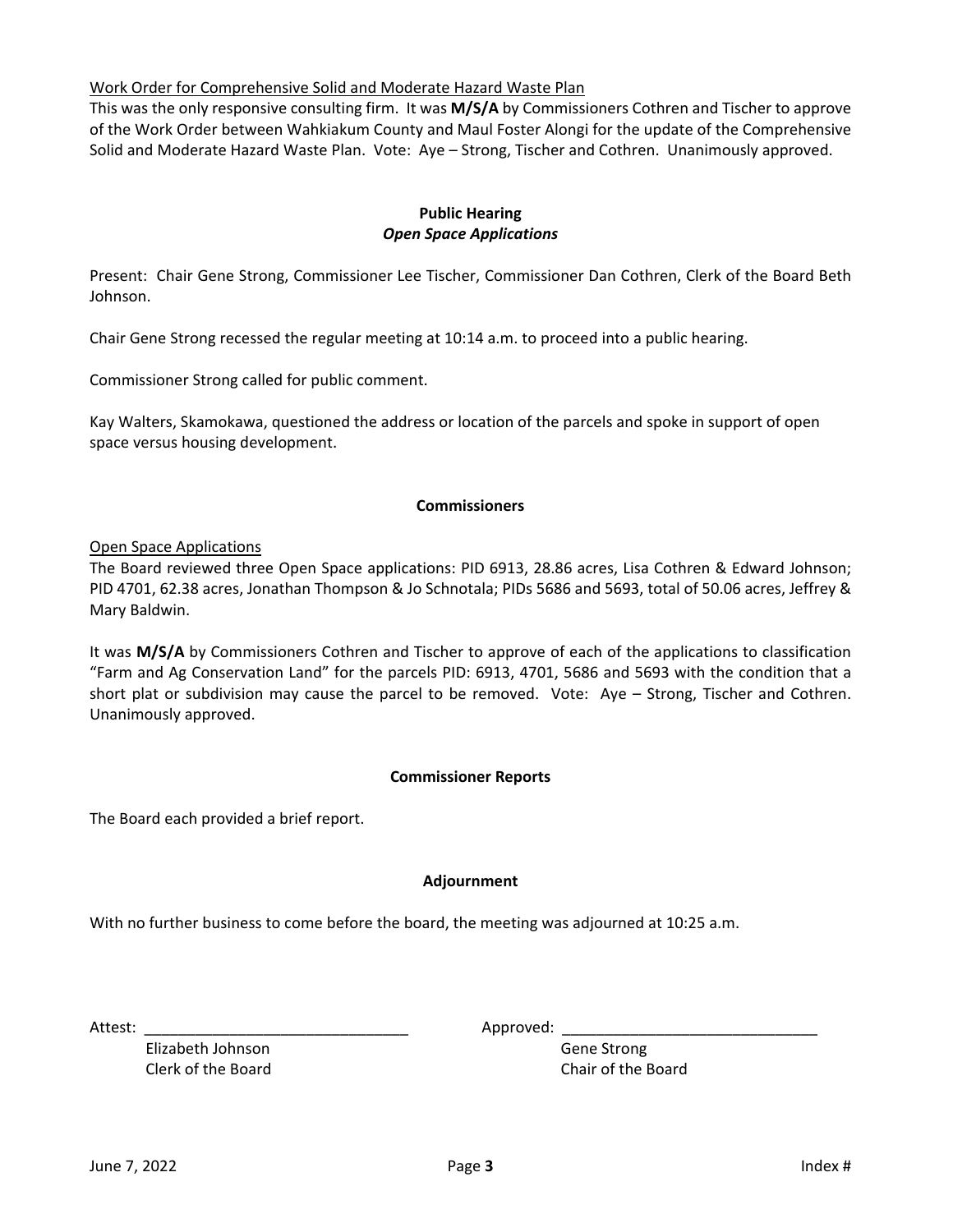Work Order for Comprehensive Solid and Moderate Hazard Waste Plan

This was the only responsive consulting firm. It was **M/S/A** by Commissioners Cothren and Tischer to approve of the Work Order between Wahkiakum County and Maul Foster Alongi for the update of the Comprehensive Solid and Moderate Hazard Waste Plan. Vote: Aye – Strong, Tischer and Cothren. Unanimously approved.

## Public Hearing
### *Open Space Applications*

Present: Chair Gene Strong, Commissioner Lee Tischer, Commissioner Dan Cothren, Clerk of the Board Beth Johnson.

Chair Gene Strong recessed the regular meeting at 10:14 a.m. to proceed into a public hearing.

Commissioner Strong called for public comment.

Kay Walters, Skamokawa, questioned the address or location of the parcels and spoke in support of open space versus housing development.

## Commissioners

Open Space Applications

The Board reviewed three Open Space applications: PID 6913, 28.86 acres, Lisa Cothren & Edward Johnson; PID 4701, 62.38 acres, Jonathan Thompson & Jo Schnotala; PIDs 5686 and 5693, total of 50.06 acres, Jeffrey & Mary Baldwin.

It was **M/S/A** by Commissioners Cothren and Tischer to approve of each of the applications to classification "Farm and Ag Conservation Land" for the parcels PID: 6913, 4701, 5686 and 5693 with the condition that a short plat or subdivision may cause the parcel to be removed. Vote: Aye – Strong, Tischer and Cothren. Unanimously approved.

## Commissioner Reports

The Board each provided a brief report.

## Adjournment

With no further business to come before the board, the meeting was adjourned at 10:25 a.m.

Attest: ______________________________

Elizabeth Johnson
Clerk of the Board

Approved: ______________________________

Gene Strong
Chair of the Board

June 7, 2022 Index #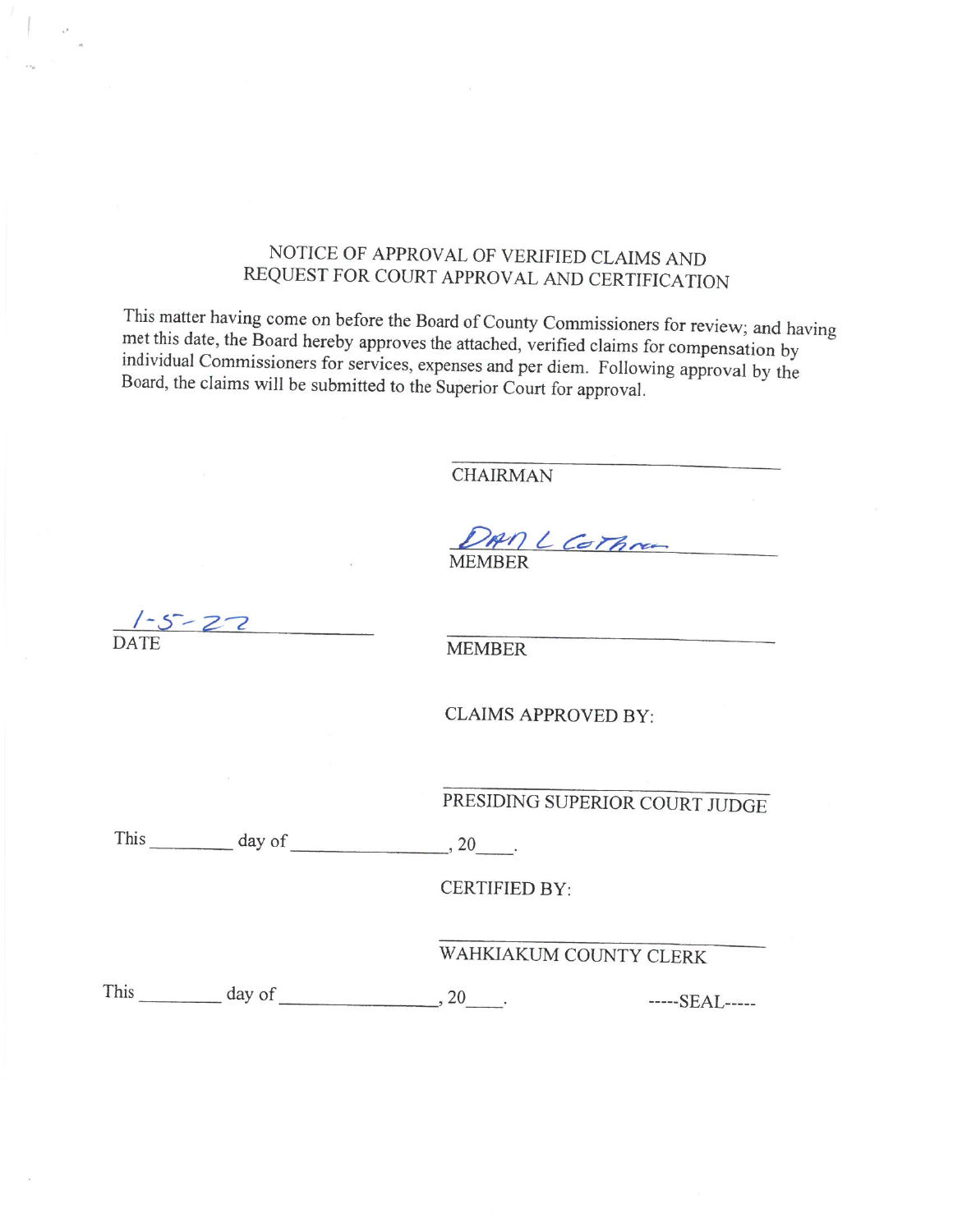## NOTICE OF APPROVAL OF VERIFIED CLAIMS AND REQUEST FOR COURT APPROVAL AND CERTIFICATION

This matter having come on before the Board of County Commissioners for review; and having met this date, the Board hereby approves the attached, verified claims for compensation by individual Commissioners for services, expenses and per diem. Following approval by the Board, the claims will be submitted to the Superior Court for approval.

\_\_\_\_\_\_\_\_\_\_\_\_\_\_\_\_\_\_\_\_\_\_\_\_\_\_\_\_\_\_
CHAIRMAN

Dan L Cothren
MEMBER

1-5-22
DATE

\_\_\_\_\_\_\_\_\_\_\_\_\_\_\_\_\_\_\_\_\_\_\_\_\_\_\_\_\_\_
MEMBER

CLAIMS APPROVED BY:

\_\_\_\_\_\_\_\_\_\_\_\_\_\_\_\_\_\_\_\_\_\_\_\_\_\_\_\_\_\_
PRESIDING SUPERIOR COURT JUDGE

This \_\_\_\_\_\_\_\_ day of \_\_\_\_\_\_\_\_\_\_\_\_\_\_\_\_, 20\_\_\_\_.

CERTIFIED BY:

\_\_\_\_\_\_\_\_\_\_\_\_\_\_\_\_\_\_\_\_\_\_\_\_\_\_\_\_\_\_
WAHKIAKUM COUNTY CLERK

This \_\_\_\_\_\_\_\_ day of \_\_\_\_\_\_\_\_\_\_\_\_\_\_\_\_, 20\_\_\_\_.

-----SEAL-----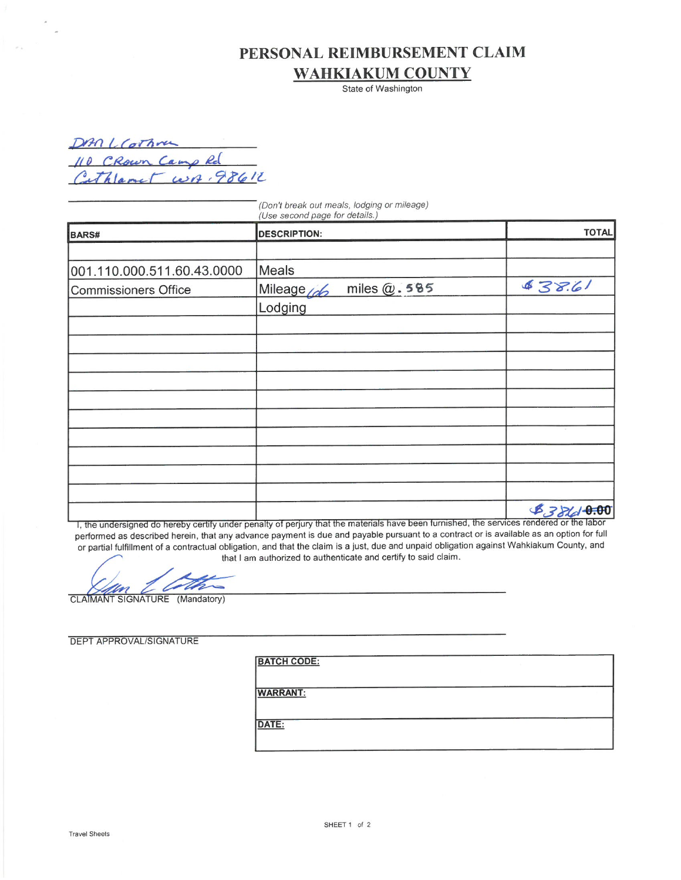# PERSONAL REIMBURSEMENT CLAIM

## WAHKIAKUM COUNTY

State of Washington

DAN L Cothren
110 CRown Camp Rd
Cathlamet WA. 98612

*(Don't break out meals, lodging or mileage)*
*(Use second page for details.)*

| BARS# | DESCRIPTION: | TOTAL |
|---|---|---|
| | | |
| 001.110.000.511.60.43.0000 | Meals | |
| Commissioners Office | Mileage 66 miles @ .585 | $38.61 |
| | Lodging | |
| | | |
| | | |
| | | |
| | | |
| | | |
| | | |
| | | |
| | | |
| | | |
| | | |
| | | $38.61 ~~0.00~~ |

I, the undersigned do hereby certify under penalty of perjury that the materials have been furnished, the services rendered or the labor performed as described herein, that any advance payment is due and payable pursuant to a contract or is available as an option for full or partial fulfillment of a contractual obligation, and that the claim is a just, due and unpaid obligation against Wahkiakum County, and that I am authorized to authenticate and certify to said claim.

CLAIMANT SIGNATURE (Mandatory)

DEPT APPROVAL/SIGNATURE

| BATCH CODE: |
|---|
| WARRANT: |
| DATE: |

SHEET 1 of 2

Travel Sheets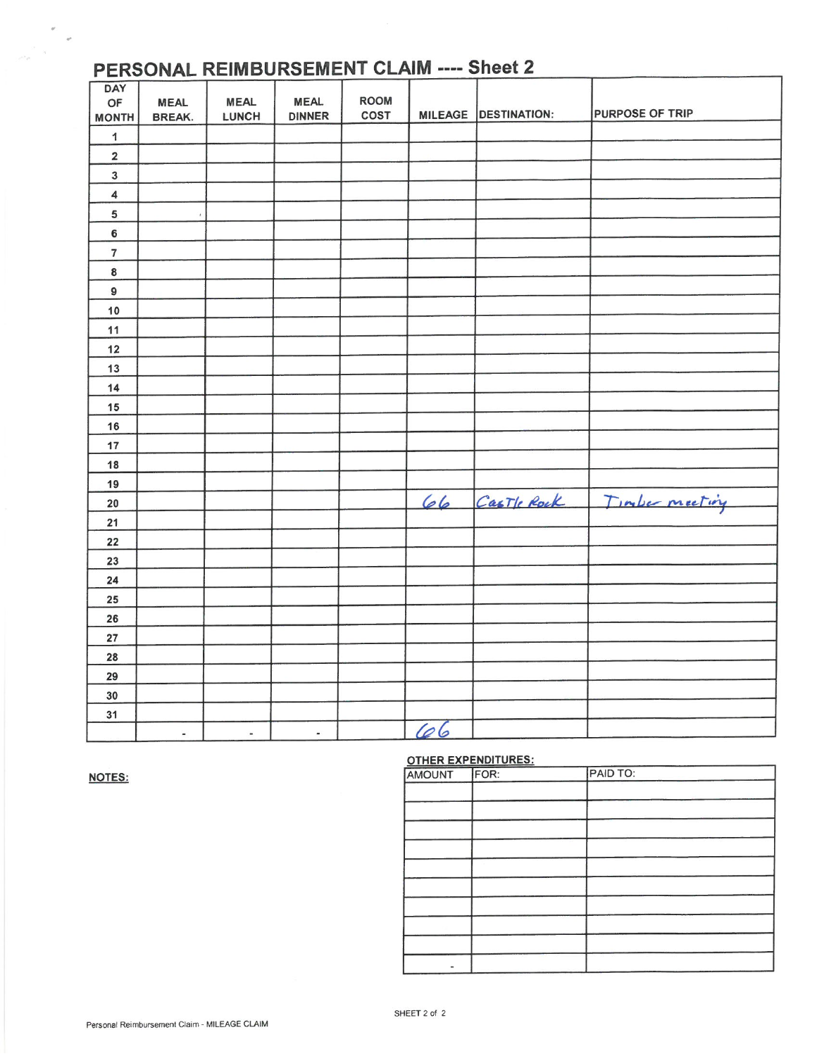# PERSONAL REIMBURSEMENT CLAIM ---- Sheet 2

| DAY OF MONTH | MEAL BREAK. | MEAL LUNCH | MEAL DINNER | ROOM COST | MILEAGE | DESTINATION: | PURPOSE OF TRIP |
|---|---|---|---|---|---|---|---|
| 1 | | | | | | | |
| 2 | | | | | | | |
| 3 | | | | | | | |
| 4 | | | | | | | |
| 5 | | | | | | | |
| 6 | | | | | | | |
| 7 | | | | | | | |
| 8 | | | | | | | |
| 9 | | | | | | | |
| 10 | | | | | | | |
| 11 | | | | | | | |
| 12 | | | | | | | |
| 13 | | | | | | | |
| 14 | | | | | | | |
| 15 | | | | | | | |
| 16 | | | | | | | |
| 17 | | | | | | | |
| 18 | | | | | | | |
| 19 | | | | | | | |
| 20 | | | | | 66 | Castle Rock | Timber meeting |
| 21 | | | | | | | |
| 22 | | | | | | | |
| 23 | | | | | | | |
| 24 | | | | | | | |
| 25 | | | | | | | |
| 26 | | | | | | | |
| 27 | | | | | | | |
| 28 | | | | | | | |
| 29 | | | | | | | |
| 30 | | | | | | | |
| 31 | | | | | | | |
| | - | - | - | | 66 | | |

**NOTES:**

**OTHER EXPENDITURES:**

| AMOUNT | FOR: | PAID TO: |
|---|---|---|
| | | |
| | | |
| | | |
| | | |
| | | |
| | | |
| | | |
| | | |
| - | | |

Personal Reimbursement Claim - MILEAGE CLAIM